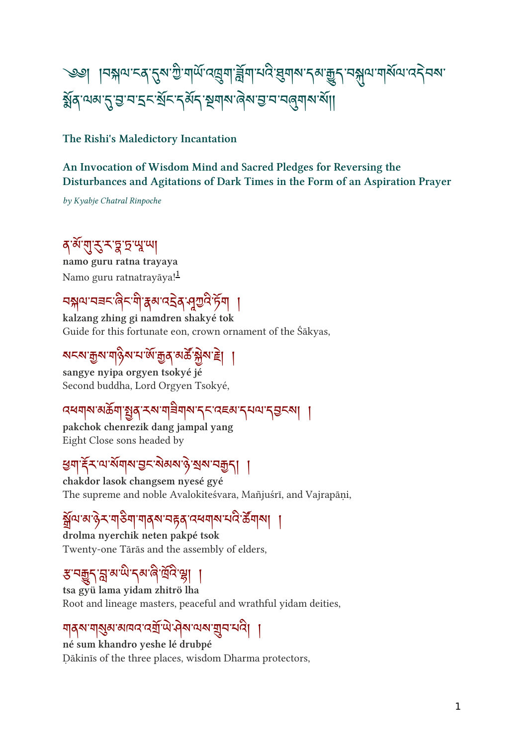༄༅། །བསྐལ་ངན་དུས་ཀྱི་གཡོ་འཁྲུག་ཟློག་པའི་ཐུགས་དམ་རྒྱུད་བསྐུལ་གསོལ་འདེབས་སྨོན་ལམ་དུ་བྱ་བ་དྲང་སྲོང་དམོད་སྔགས་ཞེས་བྱ་བ་བཞུགས་སོ།།

**The Rishi's Maledictory Incantation**

**An Invocation of Wisdom Mind and Sacred Pledges for Reversing the Disturbances and Agitations of Dark Times in the Form of an Aspiration Prayer**

*by Kyabje Chatral Rinpoche*

ན་མོ་གུ་རུ་རཏྣ་ཏྲ་ཡཱ་ཡ།
**namo guru ratna trayaya**
Namo guru ratnatrayāya![1]

བསྐལ་བཟང་ཞིང་གི་རྣམ་འདྲེན་ཤཱཀྱའི་ཏོག །
**kalzang zhing gi namdren shakyé tok**
Guide for this fortunate eon, crown ornament of the Śākyas,

སངས་རྒྱས་གཉིས་པ་ཨོ་རྒྱན་མཚོ་སྐྱེས་རྗེ། །
**sangye nyipa orgyen tsokyé jé**
Second buddha, Lord Orgyen Tsokyé,

འཕགས་མཆོག་སྤྱན་རས་གཟིགས་དང་འཇམ་དཔལ་དབྱངས། །
**pakchok chenrezik dang jampal yang**
Eight Close sons headed by

ཕྱག་རྡོར་ལ་སོགས་བྱང་སེམས་ཉེ་སྲས་བརྒྱད། །
**chakdor lasok changsem nyesé gyé**
The supreme and noble Avalokiteśvara, Mañjuśrī, and Vajrapāṇi,

སྒྲོལ་མ་ཉེར་གཅིག་གནས་བརྟན་འཕགས་པའི་ཚོགས། །
**drolma nyerchik neten pakpé tsok**
Twenty-one Tārās and the assembly of elders,

རྩ་བརྒྱུད་བླ་མ་ཡི་དམ་ཞི་ཁྲོའི་ལྷ། །
**tsa gyü lama yidam zhitrö lha**
Root and lineage masters, peaceful and wrathful yidam deities,

གནས་གསུམ་མཁའ་འགྲོ་ཡེ་ཤེས་ལས་གྲུབ་པའི། །
**né sum khandro yeshe lé drubpé**
Ḍākinīs of the three places, wisdom Dharma protectors,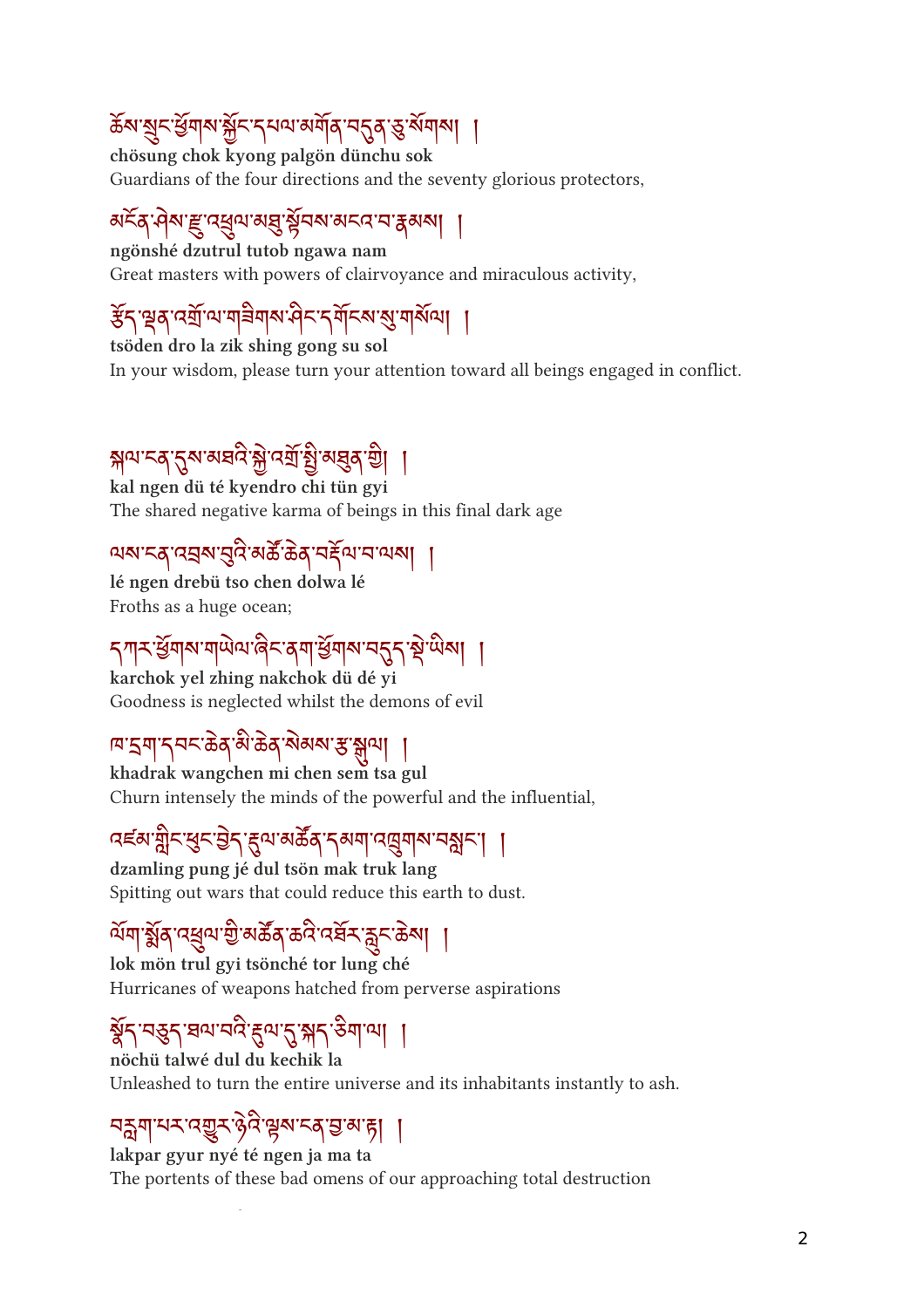ཆོས་སྲུང་ཕྱོགས་སྐྱོང་དཔལ་མགོན་བདུན་ཅུ་སོགས། །

**chösung chok kyong palgön dünchu sok**

Guardians of the four directions and the seventy glorious protectors,

མངོན་ཤེས་རྫུ་འཕྲུལ་མཐུ་སྟོབས་མངའ་བ་རྣམས། །

**ngönshé dzutrul tutob ngawa nam**

Great masters with powers of clairvoyance and miraculous activity,

རྩོད་ལྡན་འགྲོ་ལ་གཟིགས་ཤིང་དགོངས་སུ་གསོལ། །

**tsöden dro la zik shing gong su sol**

In your wisdom, please turn your attention toward all beings engaged in conflict.

སྐལ་ངན་དུས་མཐའི་སྐྱེ་འགྲོ་སྤྱི་མཐུན་གྱི། །

**kal ngen dü té kyendro chi tün gyi**

The shared negative karma of beings in this final dark age

ལས་ངན་འབྲས་བུའི་མཚོ་ཆེན་བརྡོལ་བ་ལས། །

**lé ngen drebü tso chen dolwa lé**

Froths as a huge ocean;

དཀར་ཕྱོགས་གཡེལ་ཞིང་ནག་ཕྱོགས་བདུད་སྡེ་ཡིས། །

**karchok yel zhing nakchok dü dé yi**

Goodness is neglected whilst the demons of evil

ཁ་དྲག་དབང་ཆེན་མི་ཆེན་སེམས་རྩ་སྐྱུལ། །

**khadrak wangchen mi chen sem tsa gul**

Churn intensely the minds of the powerful and the influential,

འཛམ་གླིང་ཕུང་བྱེད་རྡུལ་མཚོན་དམག་འཁྲུགས་བསླང་། །

**dzamling pung jé dul tsön mak truk lang**

Spitting out wars that could reduce this earth to dust.

ལོག་སྨོན་འཕྲུལ་གྱི་མཚོན་ཆའི་འཚོར་རླུང་ཆེས། །

**lok mön trul gyi tsönché tor lung ché**

Hurricanes of weapons hatched from perverse aspirations

སྣོད་བཅུད་ཐལ་བའི་རྡུལ་དུ་སྐད་ཅིག་ལ། །

**nöchü talwé dul du kechik la**

Unleashed to turn the entire universe and its inhabitants instantly to ash.

བརླག་པར་འགྱུར་ཉེའི་ལྟས་ངན་བྱ་མ་ཏ། །

**lakpar gyur nyé té ngen ja ma ta**

The portents of these bad omens of our approaching total destruction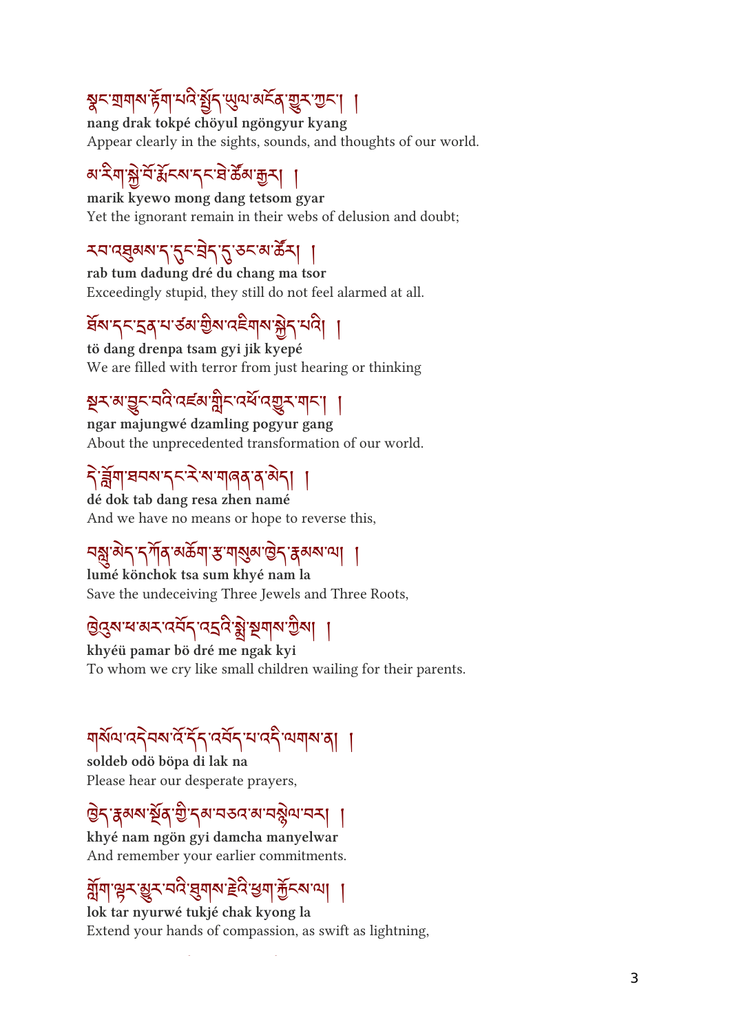སྣང་གྲགས་རྟོག་པའི་སྤྱོད་ཡུལ་མངོན་གྱུར་ཀྱང་། །

**nang drak tokpé chöyul ngöngyur kyang**

Appear clearly in the sights, sounds, and thoughts of our world.

མ་རིག་སྐྱེ་བོ་རྨོངས་དང་ཐེ་ཚོམ་གྱར། །

**marik kyewo mong dang tetsom gyar**

Yet the ignorant remain in their webs of delusion and doubt;

རབ་འཐུམས་ད་དུང་བྲེད་དུ་ཅང་མ་ཚོར། །

**rab tum dadung dré du chang ma tsor**

Exceedingly stupid, they still do not feel alarmed at all.

ཐོས་དང་དྲན་པ་ཙམ་གྱིས་འཇིགས་སྐྱེད་པའི། །

**tö dang drenpa tsam gyi jik kyepé**

We are filled with terror from just hearing or thinking

སྔར་མ་བྱུང་བའི་འཛམ་གླིང་འཕོ་འགྱུར་གང་། །

**ngar majungwé dzamling pogyur gang**

About the unprecedented transformation of our world.

དེ་ཟློག་ཐབས་དང་རེ་ས་གཞན་ན་མེད། །

**dé dok tab dang resa zhen namé**

And we have no means or hope to reverse this,

བསླུ་མེད་དཀོན་མཆོག་རྩ་གསུམ་ཁྱེད་རྣམས་ལ། །

**lumé könchok tsa sum khyé nam la**

Save the undeceiving Three Jewels and Three Roots,

ཁྱེའུ་པ་མར་འབོད་འདྲའི་སྨྲེ་སྔགས་ཀྱིས། །

**khyéü pamar bö dré me ngak kyi**

To whom we cry like small children wailing for their parents.

གསོལ་འདེབས་འོ་དོད་འབོད་པ་འདི་ལགས་ན། །

**soldeb odö böpa di lak na**

Please hear our desperate prayers,

ཁྱེད་རྣམས་སྔོན་གྱི་དམ་བཅའ་མ་བསྙེལ་བར། །

**khyé nam ngön gyi damcha manyelwar**

And remember your earlier commitments.

གློག་ལྟར་མྱུར་བའི་ཐུགས་རྗེའི་ཕྱག་རྐྱོངས་ལ། །

**lok tar nyurwé tukjé chak kyong la**

Extend your hands of compassion, as swift as lightning,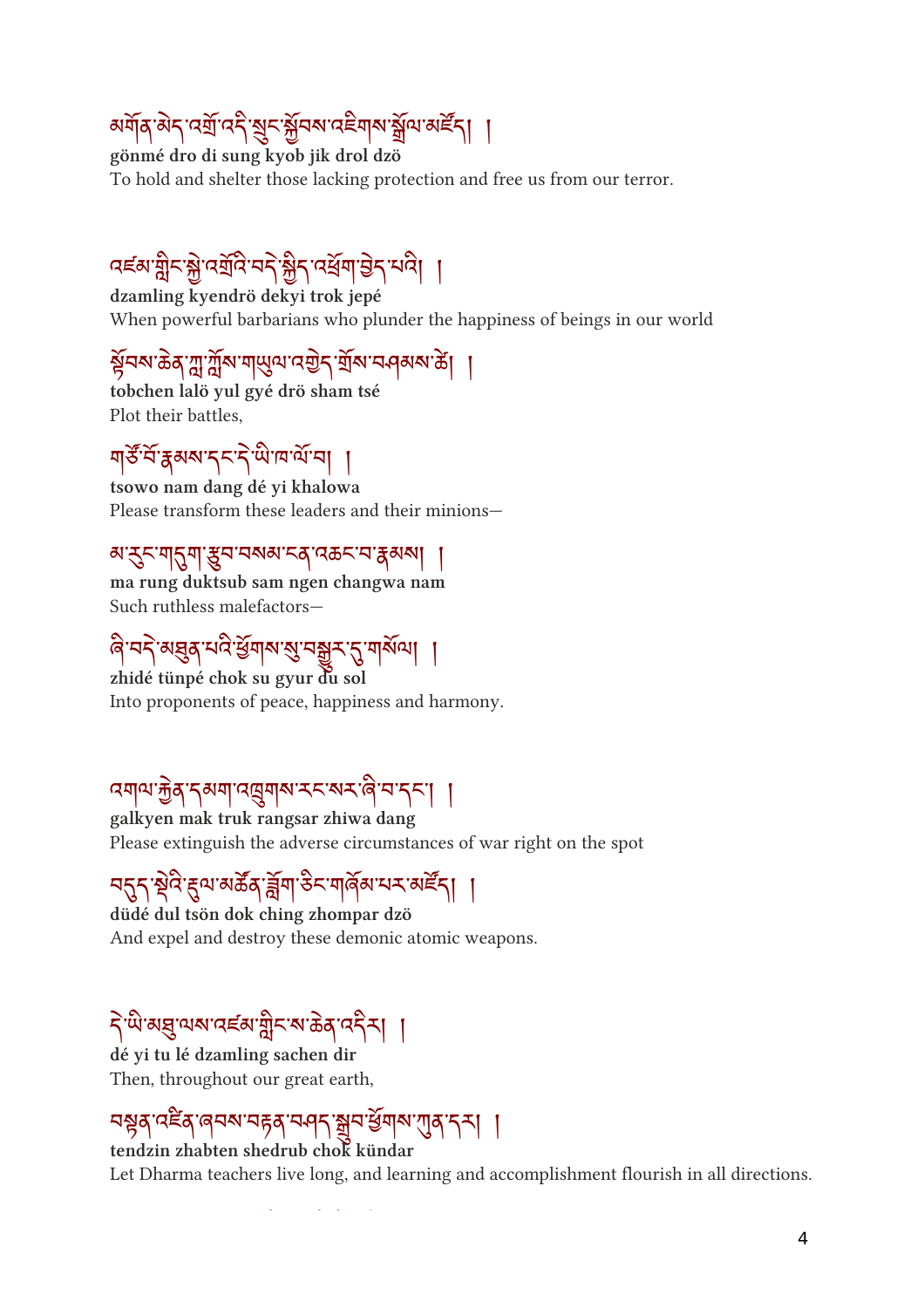མགོན་མེད་འགྲོ་འདི་སྲུང་སྐྱོབས་འཇིགས་སྒྲོལ་མཛོད། །

**gönmé dro di sung kyob jik drol dzö**

To hold and shelter those lacking protection and free us from our terror.

འཛམ་གླིང་སྐྱེ་འགྲོའི་བདེ་སྐྱིད་འཕྲོག་བྱེད་པའི། །

**dzamling kyendrö dekyi trok jepé**

When powerful barbarians who plunder the happiness of beings in our world

སྟོབས་ཆེན་ཀླ་ཀློས་གཡུལ་འགྱེད་གྲོས་བཤམས་ཚེ། །

**tobchen lalö yul gyé drö sham tsé**

Plot their battles,

གཙོ་བོ་རྣམས་དང་དེ་ཡི་ཁ་ལོ་བ། །

**tsowo nam dang dé yi khalowa**

Please transform these leaders and their minions—

མ་རུང་གདུག་རྩུབ་བསམ་ངན་འཆང་བ་རྣམས། །

**ma rung duktsub sam ngen changwa nam**

Such ruthless malefactors—

ཞི་བདེ་མཐུན་པའི་ཕྱོགས་སུ་བསྒྱུར་དུ་གསོལ། །

**zhidé tünpé chok su gyur du sol**

Into proponents of peace, happiness and harmony.

འགལ་རྐྱེན་དམག་འཁྲུགས་རང་སར་ཞི་བ་དང་། །

**galkyen mak truk rangsar zhiwa dang**

Please extinguish the adverse circumstances of war right on the spot

བདུད་སྡེའི་རྡུལ་མཚོན་ཟློག་ཅིང་གཞོམ་པར་མཛོད། །

**düdé dul tsön dok ching zhompar dzö**

And expel and destroy these demonic atomic weapons.

དེ་ཡི་མཐུ་ལས་འཛམ་གླིང་ས་ཆེན་འདིར། །

**dé yi tu lé dzamling sachen dir**

Then, throughout our great earth,

བསྟན་འཛིན་ཞབས་བརྟན་བཤད་སྒྲུབ་ཕྱོགས་ཀུན་དར། །

**tendzin zhabten shedrub chok kündar**

Let Dharma teachers live long, and learning and accomplishment flourish in all directions.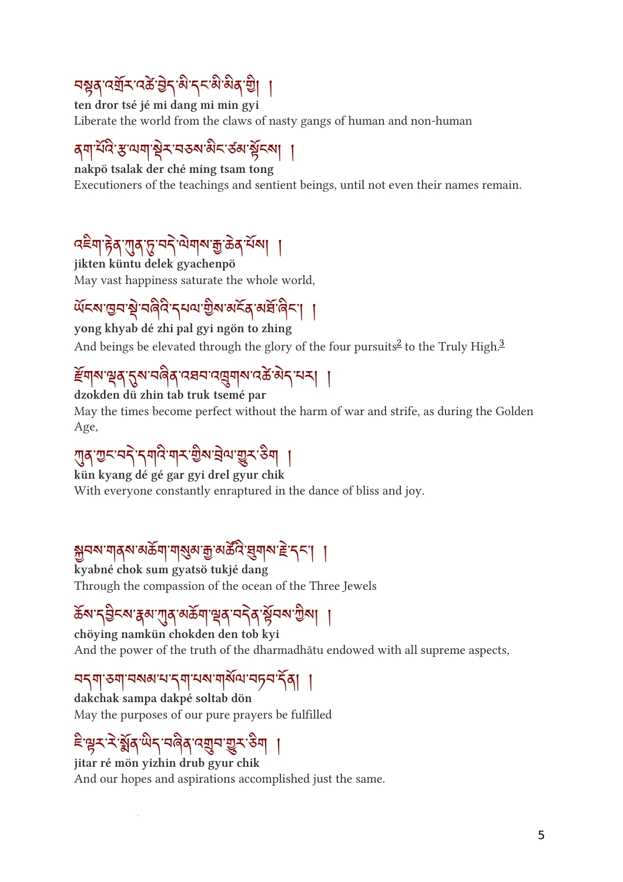བསྟན་འགྲོར་འཚེ་བྱེད་མི་དང་མི་མིན་གྱི། །

**ten dror tsé jé mi dang mi min gyi**

Liberate the world from the claws of nasty gangs of human and non-human

ནག་པོའི་ཚ་ལག་སྡེར་བཅས་མིང་ཙམ་སྟོངས། །

**nakpö tsalak der ché ming tsam tong**

Executioners of the teachings and sentient beings, until not even their names remain.

འཇིག་རྟེན་ཀུན་ཏུ་བདེ་ལེགས་རྒྱ་ཆེན་པོས། །

**jikten küntu delek gyachenpö**

May vast happiness saturate the whole world,

ཡོངས་ཁྱབ་སྡེ་བཞིའི་དཔལ་གྱིས་མངོན་མཐོ་ཞིང་། །

**yong khyab dé zhi pal gyi ngön to zhing**

And beings be elevated through the glory of the four pursuits[2] to the Truly High.[3]

རྫོགས་ལྡན་དུས་བཞིན་འཐབ་འཁྲུགས་འཚེ་མེད་པར། །

**dzokden dü zhin tab truk tsemé par**

May the times become perfect without the harm of war and strife, as during the Golden Age,

ཀུན་ཀྱང་བདེ་དགའི་གར་གྱིས་བྲེལ་གྱུར་ཅིག །

**kün kyang dé gé gar gyi drel gyur chik**

With everyone constantly enraptured in the dance of bliss and joy.

སྐྱབས་གནས་མཆོག་གསུམ་རྒྱ་མཚོའི་ཐུགས་རྗེ་དང་། །

**kyabné chok sum gyatsö tukjé dang**

Through the compassion of the ocean of the Three Jewels

ཆོས་དབྱིངས་རྣམ་ཀུན་མཆོག་ལྡན་བདེན་སྟོབས་ཀྱིས། །

**chöying namkün chokden den tob kyi**

And the power of the truth of the dharmadhātu endowed with all supreme aspects,

བདག་ཅག་བསམ་པ་དག་པས་གསོལ་བཏབ་དོན། །

**dakchak sampa dakpé soltab dön**

May the purposes of our pure prayers be fulfilled

ཇི་ལྟར་རེ་སྨོན་ཡིད་བཞིན་འགྲུབ་གྱུར་ཅིག །

**jitar ré mön yizhin drub gyur chik**

And our hopes and aspirations accomplished just the same.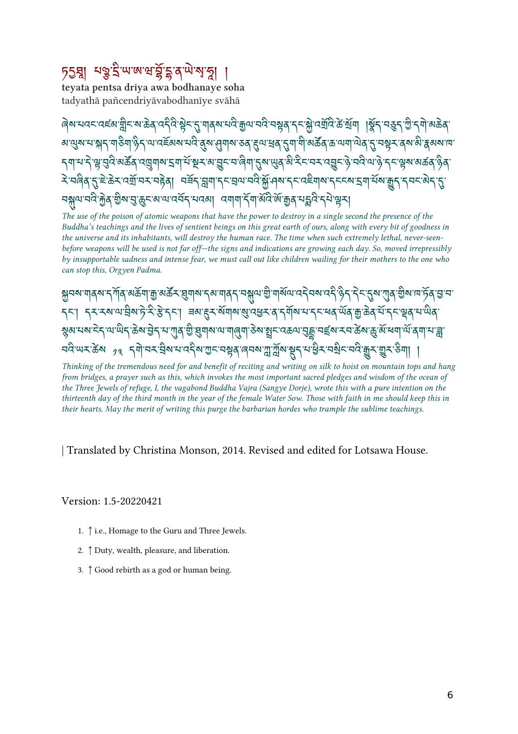# ཏདྱཐཱ། པཉྩ་ཨིནྡྲི་ཡཱ་ཨ་ཝ་བོ་དྷ་ན་ཡེ་སྭཱ་ཧཱ། །

**teyata pentsa driya awa bodhanaye soha**
tadyathā pañcendriyāvabodhanīye svāhā

ཞེས་པའང་འཛམ་གླིང་ས་ཆེན་འདིའི་སྟེང་དུ་གནས་པའི་རྒྱལ་བའི་བསྟན་དང་སྐྱེ་འགྲོའི་ཚེ་སྲོག །སྣོད་བཅུད་ཀྱི་དགེ་མཚན་མ་ལུས་པ་སྐད་ཅིག་ཉིད་ལ་འཇོམས་པའི་ནུས་ཤུགས་ཅན་རྡུལ་ཕྲན་དུག་གི་མཚོན་ཆ་ལག་ལེན་དུ་བསྟར་ནས་མི་རྣམས་ཁ་དག་པ་དེ་ལྟ་བུའི་མཚོན་འཁྲུགས་དྲག་པོ་སྔར་མ་བྱུང་བ་ཞིག་དུས་ཡུན་མི་རིང་བར་འབྱུང་ཉེ་བའི་ལ་ཉེ་དང་ལྟས་མཚན་ཉིད་རེ་བཞིན་དུ་ཇེ་ཆེར་འགྲོ་བར་བརྟེན། བཟོད་བླག་དང་བྲལ་བའི་སྐྱོ་ཤས་དང་འཇིགས་དངངས་དྲག་པོས་རྒྱུད་དབང་མེད་དུ་བསྐུལ་བའི་རྐྱེན་གྱིས་བུ་ཆུང་མ་ལ་འབོད་པ་ལྟར་འགོག་ནུས་ཨོ་རྒྱན་པདྨ་ལ་གསོལ་བ་འདེབས་པ།

*The use of the poison of atomic weapons that have the power to destroy in a single second the presence of the Buddha's teachings and the lives of sentient beings on this great earth of ours, along with every bit of goodness in the universe and its inhabitants, will destroy the human race. The time when such extremely lethal, never-seen-before weapons will be used is not far off—the signs and indications are growing each day. So, moved irrepressibly by insupportable sadness and intense fear, we must call out like children wailing for their mothers to the one who can stop this, Orgyen Padma.*

སྐྱབས་གནས་དཀོན་མཆོག་རྒྱ་མཚོར་ཐུགས་དམ་གནད་བསྐུལ་གྱི་གསོལ་འདེབས་འདི་ཉིད་དེང་དུས་ཀུན་གྱིས་ཁ་ཏོན་བྱ་བ་དང་། དར་རས་ལ་བྲིས་ཏེ་རི་རྩེ་དང་། ཟམ་རྟར་སོགས་སུ་འཕྱུར་ན་དགོས་པ་དང་ཕན་ཡོན་རྒྱ་ཆེན་པོ་དང་ལྡན་པ་ཡིན་སྙམ་པས་དེད་ལ་ཡིད་ཆེས་བྱེད་པ་ཀུན་གྱི་ཐུགས་ལ་གཞུག་ཅེས་སྤྲང་འཆལ་བུདྡྷ་བཛྲ་རབ་ཆེས་ཆུ་མོ་ཕག་ལོ་ནག་པ་ཟླ་བའི་ཡར་ཚེས་ ༡༣ དགེ་བར་བྲིས་པ་འདིས་ཀྱང་བསྟན་ཞབས་ཀླ་ཀློས་སྡུད་པ་ཕྱིར་བསྒྲིང་བའི་རྒྱུར་གྱུར་ཅིག ། 

*Thinking of the tremendous need for and benefit of reciting and writing on silk to hoist on mountain tops and hang from bridges, a prayer such as this, which invokes the most important sacred pledges and wisdom of the ocean of the Three Jewels of refuge, I, the vagabond Buddha Vajra (Sangye Dorje), wrote this with a pure intention on the thirteenth day of the third month in the year of the female Water Sow. Those with faith in me should keep this in their hearts. May the merit of writing this purge the barbarian hordes who trample the sublime teachings.*

| Translated by Christina Monson, 2014. Revised and edited for Lotsawa House.

Version: 1.5-20220421

1. ↑ i.e., Homage to the Guru and Three Jewels.
2. ↑ Duty, wealth, pleasure, and liberation.
3. ↑ Good rebirth as a god or human being.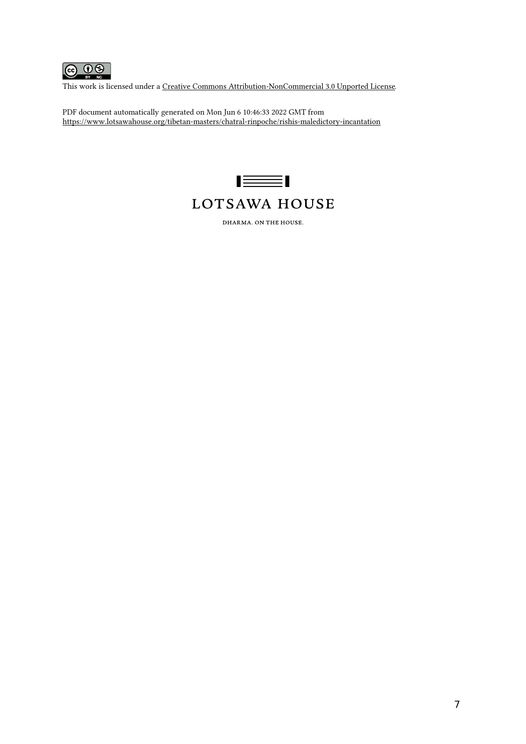This work is licensed under a Creative Commons Attribution-NonCommercial 3.0 Unported License.

PDF document automatically generated on Mon Jun 6 10:46:33 2022 GMT from https://www.lotsawahouse.org/tibetan-masters/chatral-rinpoche/rishis-maledictory-incantation

LOTSAWA HOUSE

DHARMA. ON THE HOUSE.